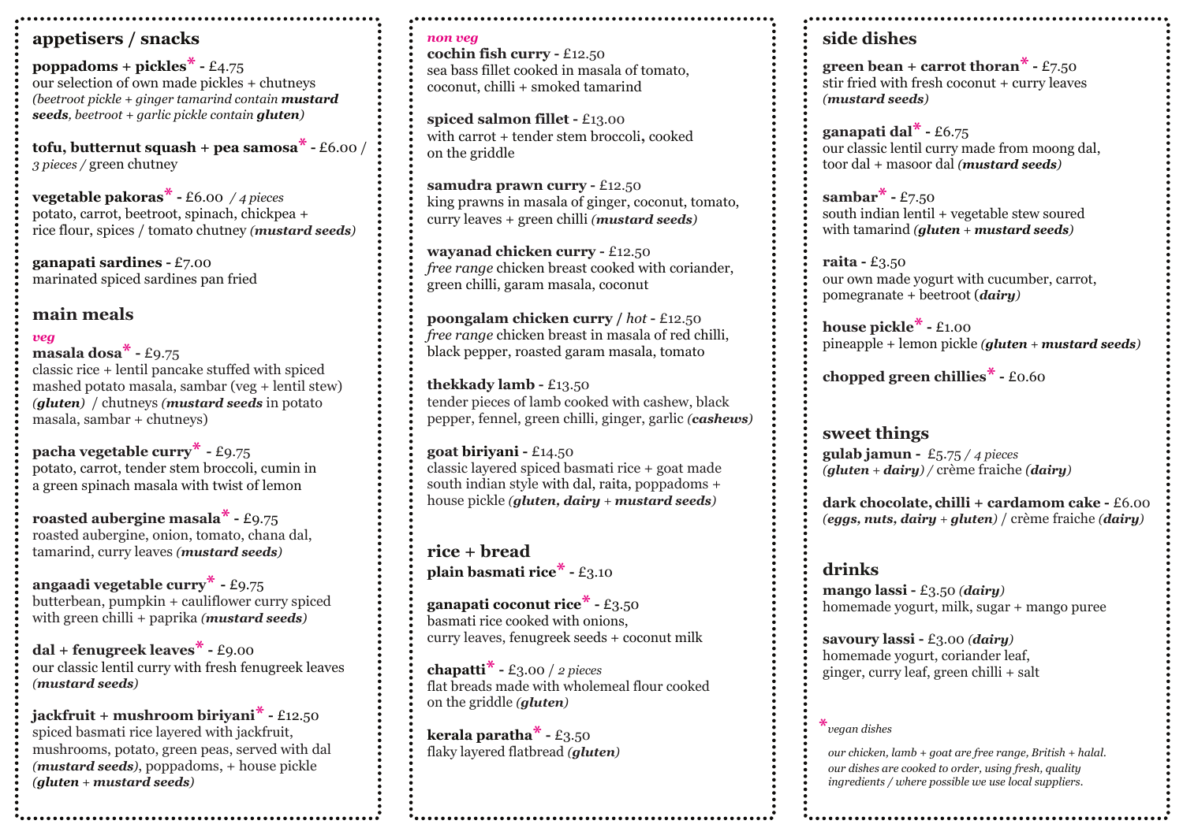## appetisers / snacks

**poppadoms + pickles*** - £4.75
our selection of own made pickles + chutneys
*(beetroot pickle + ginger tamarind contain **mustard seeds**, beetroot + garlic pickle contain **gluten**)*

**tofu, butternut squash + pea samosa*** - £6.00 / *3 pieces* / green chutney

**vegetable pakoras*** - £6.00 / *4 pieces*
potato, carrot, beetroot, spinach, chickpea + rice flour, spices / tomato chutney *(**mustard seeds**)*

**ganapati sardines** - £7.00
marinated spiced sardines pan fried

## main meals

### *veg*

**masala dosa*** - £9.75
classic rice + lentil pancake stuffed with spiced mashed potato masala, sambar (veg + lentil stew) *(**gluten**)* / chutneys *(**mustard seeds** in potato masala, sambar + chutneys)*

**pacha vegetable curry*** - £9.75
potato, carrot, tender stem broccoli, cumin in a green spinach masala with twist of lemon

**roasted aubergine masala*** - £9.75
roasted aubergine, onion, tomato, chana dal, tamarind, curry leaves *(**mustard seeds**)*

**angaadi vegetable curry*** - £9.75
butterbean, pumpkin + cauliflower curry spiced with green chilli + paprika *(**mustard seeds**)*

**dal + fenugreek leaves*** - £9.00
our classic lentil curry with fresh fenugreek leaves *(**mustard seeds**)*

**jackfruit + mushroom biriyani*** - £12.50
spiced basmati rice layered with jackfruit, mushrooms, potato, green peas, served with dal *(**mustard seeds**)*, poppadoms, + house pickle *(**gluten** + **mustard seeds**)*

### *non veg*

**cochin fish curry** - £12.50
sea bass fillet cooked in masala of tomato, coconut, chilli + smoked tamarind

**spiced salmon fillet** - £13.00
with carrot + tender stem broccoli, cooked on the griddle

**samudra prawn curry** - £12.50
king prawns in masala of ginger, coconut, tomato, curry leaves + green chilli *(**mustard seeds**)*

**wayanad chicken curry** - £12.50
*free range* chicken breast cooked with coriander, green chilli, garam masala, coconut

**poongalam chicken curry** / *hot* - £12.50
*free range* chicken breast in masala of red chilli, black pepper, roasted garam masala, tomato

**thekkady lamb** - £13.50
tender pieces of lamb cooked with cashew, black pepper, fennel, green chilli, ginger, garlic *(**cashews**)*

**goat biriyani** - £14.50
classic layered spiced basmati rice + goat made south indian style with dal, raita, poppadoms + house pickle *(**gluten, dairy** + **mustard seeds**)*

## rice + bread

**plain basmati rice*** - £3.10

**ganapati coconut rice*** - £3.50
basmati rice cooked with onions, curry leaves, fenugreek seeds + coconut milk

**chapatti*** - £3.00 / *2 pieces*
flat breads made with wholemeal flour cooked on the griddle *(**gluten**)*

**kerala paratha*** - £3.50
flaky layered flatbread *(**gluten**)*

## side dishes

**green bean + carrot thoran*** - £7.50
stir fried with fresh coconut + curry leaves *(**mustard seeds**)*

**ganapati dal*** - £6.75
our classic lentil curry made from moong dal, toor dal + masoor dal *(**mustard seeds**)*

**sambar*** - £7.50
south indian lentil + vegetable stew soured with tamarind *(**gluten** + **mustard seeds**)*

**raita** - £3.50
our own made yogurt with cucumber, carrot, pomegranate + beetroot (***dairy***)

**house pickle*** - £1.00
pineapple + lemon pickle *(**gluten** + **mustard seeds**)*

**chopped green chillies*** - £0.60

## sweet things

**gulab jamun** - £5.75 / *4 pieces*
*(**gluten** + **dairy**)* / crème fraiche *(**dairy**)*

**dark chocolate, chilli + cardamom cake** - £6.00
*(**eggs, nuts, dairy** + **gluten**)* / crème fraiche *(**dairy**)*

## drinks

**mango lassi** - £3.50 *(**dairy**)*
homemade yogurt, milk, sugar + mango puree

**savoury lassi** - £3.00 *(**dairy**)*
homemade yogurt, coriander leaf, ginger, curry leaf, green chilli + salt

**\*** *vegan dishes*

*our chicken, lamb + goat are free range, British + halal. our dishes are cooked to order, using fresh, quality ingredients / where possible we use local suppliers.*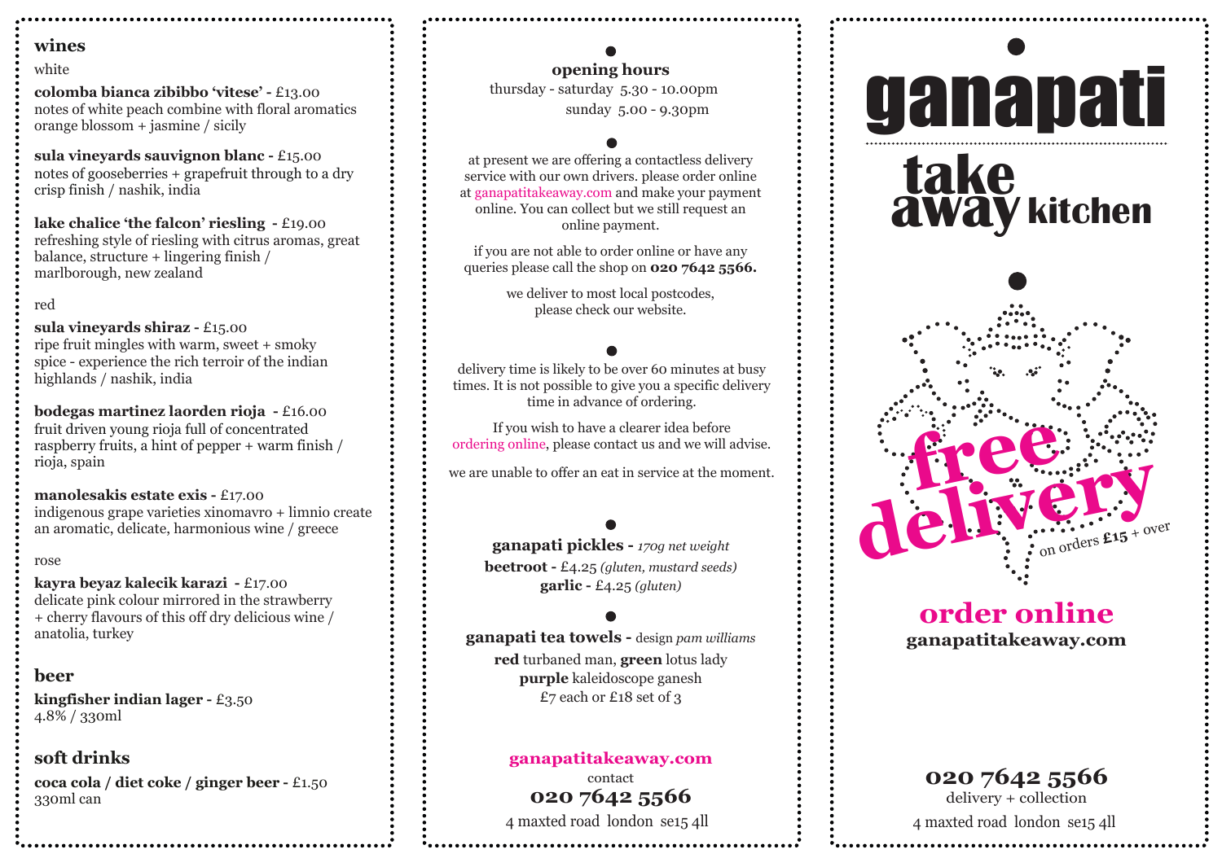## wines

white

**colomba bianca zibibbo 'vitese' -** £13.00
notes of white peach combine with floral aromatics orange blossom + jasmine / sicily

**sula vineyards sauvignon blanc -** £15.00
notes of gooseberries + grapefruit through to a dry crisp finish / nashik, india

**lake chalice 'the falcon' riesling -** £19.00
refreshing style of riesling with citrus aromas, great balance, structure + lingering finish / marlborough, new zealand

red

**sula vineyards shiraz -** £15.00
ripe fruit mingles with warm, sweet + smoky spice - experience the rich terroir of the indian highlands / nashik, india

**bodegas martinez laorden rioja -** £16.00
fruit driven young rioja full of concentrated raspberry fruits, a hint of pepper + warm finish / rioja, spain

**manolesakis estate exis -** £17.00
indigenous grape varieties xinomavro + limnio create an aromatic, delicate, harmonious wine / greece

rose

**kayra beyaz kalecik karazi -** £17.00
delicate pink colour mirrored in the strawberry + cherry flavours of this off dry delicious wine / anatolia, turkey

## beer

**kingfisher indian lager -** £3.50
4.8% / 330ml

## soft drinks

**coca cola / diet coke / ginger beer -** £1.50
330ml can

**opening hours**

thursday - saturday 5.30 - 10.00pm
sunday 5.00 - 9.30pm

at present we are offering a contactless delivery service with our own drivers. please order online at ganapatitakeaway.com and make your payment online. You can collect but we still request an online payment.

if you are not able to order online or have any queries please call the shop on **020 7642 5566.**

we deliver to most local postcodes, please check our website.

delivery time is likely to be over 60 minutes at busy times. It is not possible to give you a specific delivery time in advance of ordering.

If you wish to have a clearer idea before ordering online, please contact us and we will advise.

we are unable to offer an eat in service at the moment.

**ganapati pickles -** *170g net weight*
**beetroot -** £4.25 *(gluten, mustard seeds)*
**garlic -** £4.25 *(gluten)*

**ganapati tea towels -** design *pam williams*
**red** turbaned man, **green** lotus lady
**purple** kaleidoscope ganesh
£7 each or £18 set of 3

**ganapatitakeaway.com**
contact
**020 7642 5566**
4 maxted road london se15 4ll

# ganapati

## take away kitchen

**free delivery** on orders **£15** + over

**order online**
**ganapatitakeaway.com**

**020 7642 5566**
delivery + collection
4 maxted road london se15 4ll